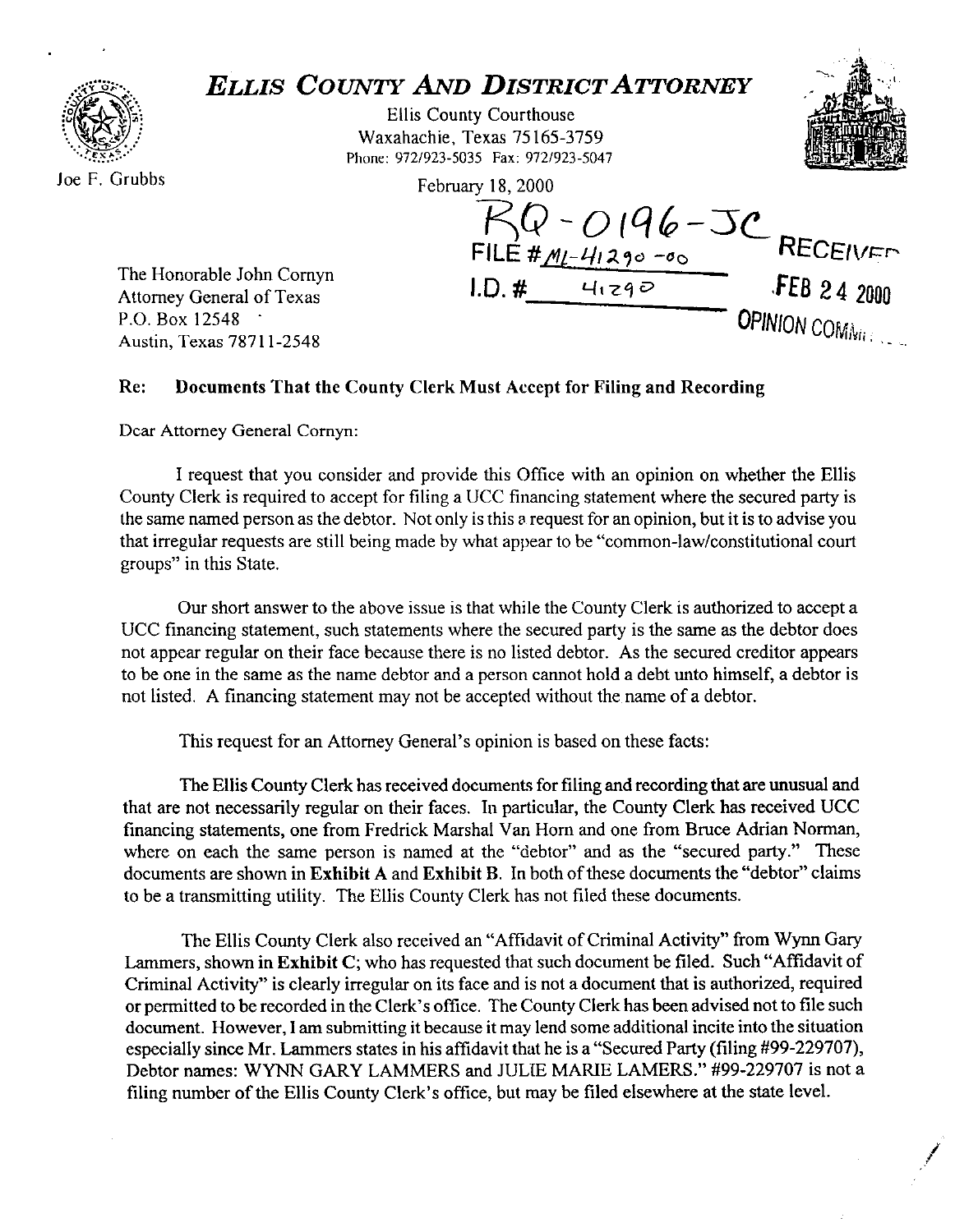# *ELLIS COUNTY AND DISTRICT ATTORNEY*

Ellis County Courthouse
Waxahachie, Texas 75165-3759
Phone: 972/923-5035 Fax: 972/923-5047

Joe F. Grubbs

February 18, 2000

RQ-0196-JC
FILE # ML-41290-00
I.D. # 41290

RECEIVED
FEB 24 2000
OPINION COMM...

The Honorable John Cornyn
Attorney General of Texas
P.O. Box 12548
Austin, Texas 78711-2548

**Re: Documents That the County Clerk Must Accept for Filing and Recording**

Dear Attorney General Cornyn:

I request that you consider and provide this Office with an opinion on whether the Ellis County Clerk is required to accept for filing a UCC financing statement where the secured party is the same named person as the debtor. Not only is this a request for an opinion, but it is to advise you that irregular requests are still being made by what appear to be "common-law/constitutional court groups" in this State.

Our short answer to the above issue is that while the County Clerk is authorized to accept a UCC financing statement, such statements where the secured party is the same as the debtor does not appear regular on their face because there is no listed debtor. As the secured creditor appears to be one in the same as the name debtor and a person cannot hold a debt unto himself, a debtor is not listed. A financing statement may not be accepted without the name of a debtor.

This request for an Attorney General's opinion is based on these facts:

The Ellis County Clerk has received documents for filing and recording that are unusual and that are not necessarily regular on their faces. In particular, the County Clerk has received UCC financing statements, one from Fredrick Marshal Van Horn and one from Bruce Adrian Norman, where on each the same person is named at the "debtor" and as the "secured party." These documents are shown in **Exhibit A** and **Exhibit B**. In both of these documents the "debtor" claims to be a transmitting utility. The Ellis County Clerk has not filed these documents.

The Ellis County Clerk also received an "Affidavit of Criminal Activity" from Wynn Gary Lammers, shown in **Exhibit C**; who has requested that such document be filed. Such "Affidavit of Criminal Activity" is clearly irregular on its face and is not a document that is authorized, required or permitted to be recorded in the Clerk's office. The County Clerk has been advised not to file such document. However, I am submitting it because it may lend some additional incite into the situation especially since Mr. Lammers states in his affidavit that he is a "Secured Party (filing #99-229707), Debtor names: WYNN GARY LAMMERS and JULIE MARIE LAMERS." #99-229707 is not a filing number of the Ellis County Clerk's office, but may be filed elsewhere at the state level.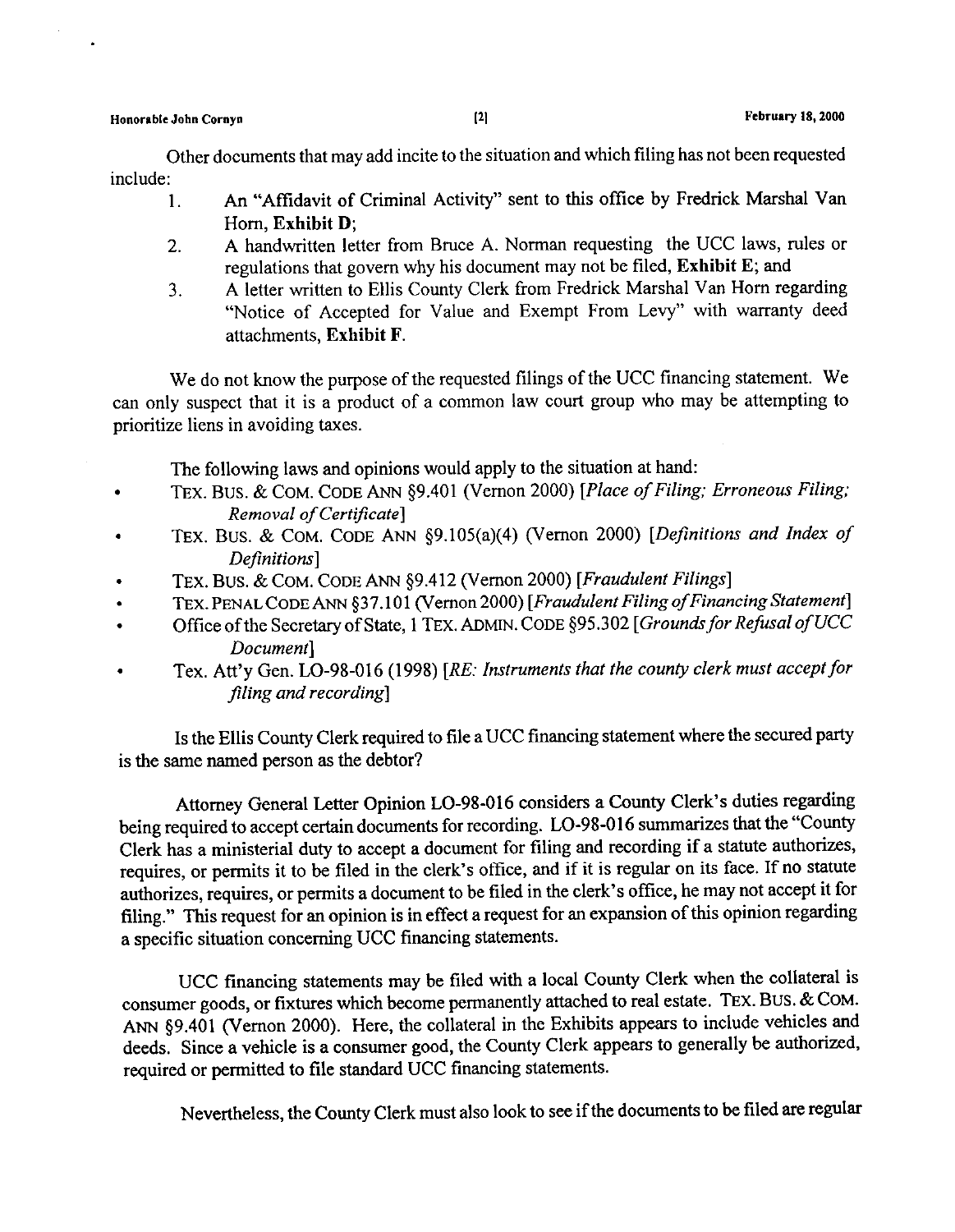Other documents that may add incite to the situation and which filing has not been requested include:

1. An "Affidavit of Criminal Activity" sent to this office by Fredrick Marshal Van Horn, **Exhibit D**;
2. A handwritten letter from Bruce A. Norman requesting the UCC laws, rules or regulations that govern why his document may not be filed, **Exhibit E**; and
3. A letter written to Ellis County Clerk from Fredrick Marshal Van Horn regarding "Notice of Accepted for Value and Exempt From Levy" with warranty deed attachments, **Exhibit F**.

We do not know the purpose of the requested filings of the UCC financing statement. We can only suspect that it is a product of a common law court group who may be attempting to prioritize liens in avoiding taxes.

The following laws and opinions would apply to the situation at hand:

- TEX. BUS. & COM. CODE ANN §9.401 (Vernon 2000) [*Place of Filing; Erroneous Filing; Removal of Certificate*]
- TEX. BUS. & COM. CODE ANN §9.105(a)(4) (Vernon 2000) [*Definitions and Index of Definitions*]
- TEX. BUS. & COM. CODE ANN §9.412 (Vernon 2000) [*Fraudulent Filings*]
- TEX. PENAL CODE ANN §37.101 (Vernon 2000) [*Fraudulent Filing of Financing Statement*]
- Office of the Secretary of State, 1 TEX. ADMIN. CODE §95.302 [*Grounds for Refusal of UCC Document*]
- Tex. Att'y Gen. LO-98-016 (1998) [*RE: Instruments that the county clerk must accept for filing and recording*]

Is the Ellis County Clerk required to file a UCC financing statement where the secured party is the same named person as the debtor?

Attorney General Letter Opinion LO-98-016 considers a County Clerk's duties regarding being required to accept certain documents for recording. LO-98-016 summarizes that the "County Clerk has a ministerial duty to accept a document for filing and recording if a statute authorizes, requires, or permits it to be filed in the clerk's office, and if it is regular on its face. If no statute authorizes, requires, or permits a document to be filed in the clerk's office, he may not accept it for filing." This request for an opinion is in effect a request for an expansion of this opinion regarding a specific situation concerning UCC financing statements.

UCC financing statements may be filed with a local County Clerk when the collateral is consumer goods, or fixtures which become permanently attached to real estate. TEX. BUS. & COM. ANN §9.401 (Vernon 2000). Here, the collateral in the Exhibits appears to include vehicles and deeds. Since a vehicle is a consumer good, the County Clerk appears to generally be authorized, required or permitted to file standard UCC financing statements.

Nevertheless, the County Clerk must also look to see if the documents to be filed are regular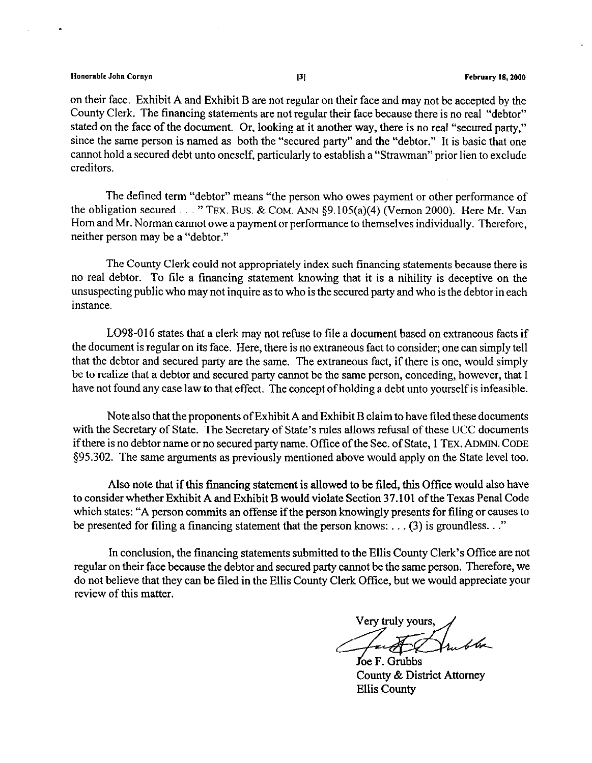on their face. Exhibit A and Exhibit B are not regular on their face and may not be accepted by the County Clerk. The financing statements are not regular their face because there is no real "debtor" stated on the face of the document. Or, looking at it another way, there is no real "secured party," since the same person is named as both the "secured party" and the "debtor." It is basic that one cannot hold a secured debt unto oneself, particularly to establish a "Strawman" prior lien to exclude creditors.

The defined term "debtor" means "the person who owes payment or other performance of the obligation secured . . . " TEX. BUS. & COM. ANN §9.105(a)(4) (Vernon 2000). Here Mr. Van Horn and Mr. Norman cannot owe a payment or performance to themselves individually. Therefore, neither person may be a "debtor."

The County Clerk could not appropriately index such financing statements because there is no real debtor. To file a financing statement knowing that it is a nihility is deceptive on the unsuspecting public who may not inquire as to who is the secured party and who is the debtor in each instance.

LO98-016 states that a clerk may not refuse to file a document based on extraneous facts if the document is regular on its face. Here, there is no extraneous fact to consider; one can simply tell that the debtor and secured party are the same. The extraneous fact, if there is one, would simply be to realize that a debtor and secured party cannot be the same person, conceding, however, that I have not found any case law to that effect. The concept of holding a debt unto yourself is infeasible.

Note also that the proponents of Exhibit A and Exhibit B claim to have filed these documents with the Secretary of State. The Secretary of State's rules allows refusal of these UCC documents if there is no debtor name or no secured party name. Office of the Sec. of State, 1 TEX. ADMIN. CODE §95.302. The same arguments as previously mentioned above would apply on the State level too.

Also note that if this financing statement is allowed to be filed, this Office would also have to consider whether Exhibit A and Exhibit B would violate Section 37.101 of the Texas Penal Code which states: "A person commits an offense if the person knowingly presents for filing or causes to be presented for filing a financing statement that the person knows: . . . (3) is groundless. . ."

In conclusion, the financing statements submitted to the Ellis County Clerk's Office are not regular on their face because the debtor and secured party cannot be the same person. Therefore, we do not believe that they can be filed in the Ellis County Clerk Office, but we would appreciate your review of this matter.

Very truly yours,

Joe F. Grubbs
County & District Attorney
Ellis County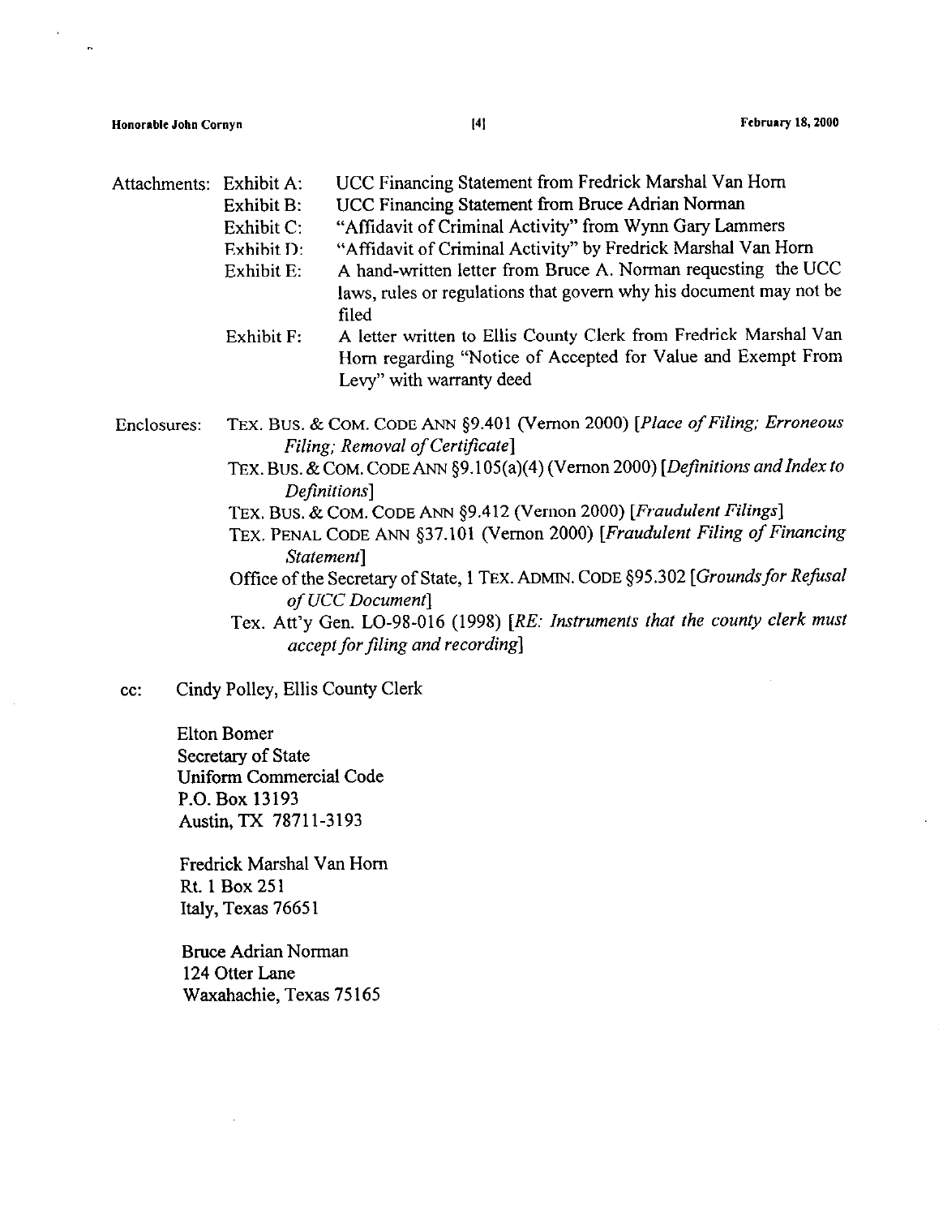Attachments:

- Exhibit A: UCC Financing Statement from Fredrick Marshal Van Horn
- Exhibit B: UCC Financing Statement from Bruce Adrian Norman
- Exhibit C: "Affidavit of Criminal Activity" from Wynn Gary Lammers
- Exhibit D: "Affidavit of Criminal Activity" by Fredrick Marshal Van Horn
- Exhibit E: A hand-written letter from Bruce A. Norman requesting the UCC laws, rules or regulations that govern why his document may not be filed
- Exhibit F: A letter written to Ellis County Clerk from Fredrick Marshal Van Horn regarding "Notice of Accepted for Value and Exempt From Levy" with warranty deed

Enclosures:

- TEX. BUS. & COM. CODE ANN §9.401 (Vernon 2000) [*Place of Filing; Erroneous Filing; Removal of Certificate*]
- TEX. BUS. & COM. CODE ANN §9.105(a)(4) (Vernon 2000) [*Definitions and Index to Definitions*]
- TEX. BUS. & COM. CODE ANN §9.412 (Vernon 2000) [*Fraudulent Filings*]
- TEX. PENAL CODE ANN §37.101 (Vernon 2000) [*Fraudulent Filing of Financing Statement*]
- Office of the Secretary of State, 1 TEX. ADMIN. CODE §95.302 [*Grounds for Refusal of UCC Document*]
- Tex. Att'y Gen. LO-98-016 (1998) [*RE: Instruments that the county clerk must accept for filing and recording*]

cc: Cindy Polley, Ellis County Clerk

Elton Bomer
Secretary of State
Uniform Commercial Code
P.O. Box 13193
Austin, TX 78711-3193

Fredrick Marshal Van Horn
Rt. 1 Box 251
Italy, Texas 76651

Bruce Adrian Norman
124 Otter Lane
Waxahachie, Texas 75165